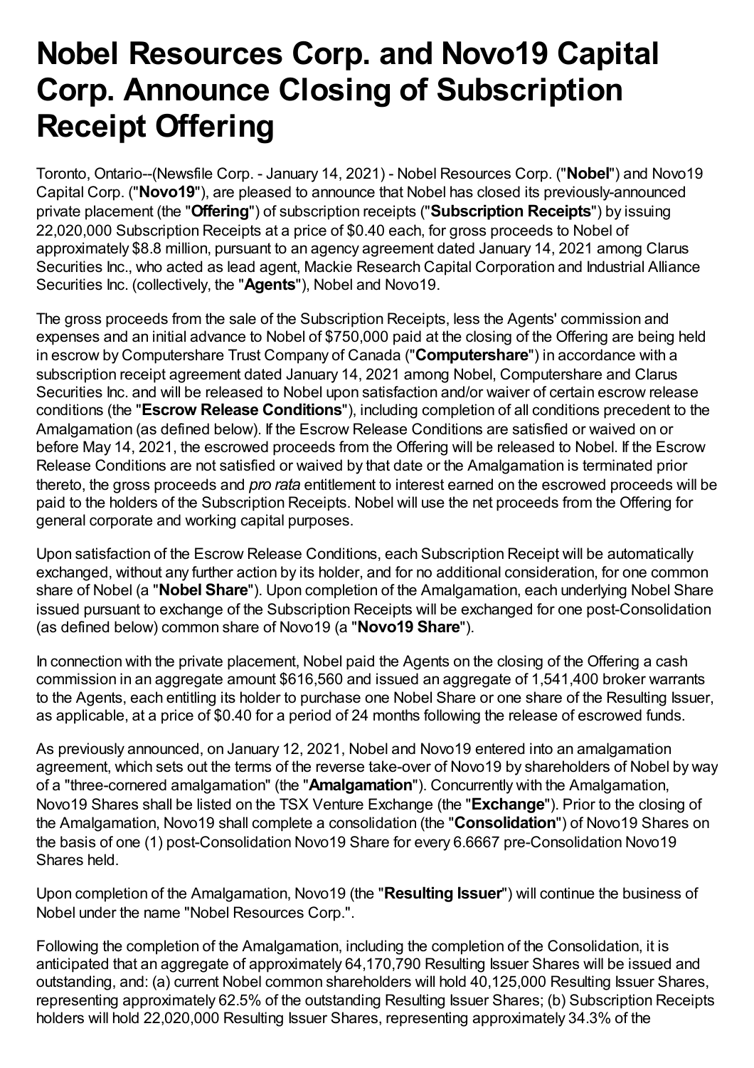# Nobel Resources Corp. and Novo19 Capital Corp. Announce Closing of Subscription Receipt Offering

Toronto, Ontario--(Newsfile Corp. - January 14, 2021) - Nobel Resources Corp. ("**Nobel**") and Novo19 Capital Corp. ("**Novo19**"), are pleased to announce that Nobel has closed its previously-announced private placement (the "**Offering**") of subscription receipts ("**Subscription Receipts**") by issuing 22,020,000 Subscription Receipts at a price of $0.40 each, for gross proceeds to Nobel of approximately $8.8 million, pursuant to an agency agreement dated January 14, 2021 among Clarus Securities Inc., who acted as lead agent, Mackie Research Capital Corporation and Industrial Alliance Securities Inc. (collectively, the "**Agents**"), Nobel and Novo19.

The gross proceeds from the sale of the Subscription Receipts, less the Agents' commission and expenses and an initial advance to Nobel of $750,000 paid at the closing of the Offering are being held in escrow by Computershare Trust Company of Canada ("**Computershare**") in accordance with a subscription receipt agreement dated January 14, 2021 among Nobel, Computershare and Clarus Securities Inc. and will be released to Nobel upon satisfaction and/or waiver of certain escrow release conditions (the "**Escrow Release Conditions**"), including completion of all conditions precedent to the Amalgamation (as defined below). If the Escrow Release Conditions are satisfied or waived on or before May 14, 2021, the escrowed proceeds from the Offering will be released to Nobel. If the Escrow Release Conditions are not satisfied or waived by that date or the Amalgamation is terminated prior thereto, the gross proceeds and *pro rata* entitlement to interest earned on the escrowed proceeds will be paid to the holders of the Subscription Receipts. Nobel will use the net proceeds from the Offering for general corporate and working capital purposes.

Upon satisfaction of the Escrow Release Conditions, each Subscription Receipt will be automatically exchanged, without any further action by its holder, and for no additional consideration, for one common share of Nobel (a "**Nobel Share**"). Upon completion of the Amalgamation, each underlying Nobel Share issued pursuant to exchange of the Subscription Receipts will be exchanged for one post-Consolidation (as defined below) common share of Novo19 (a "**Novo19 Share**").

In connection with the private placement, Nobel paid the Agents on the closing of the Offering a cash commission in an aggregate amount $616,560 and issued an aggregate of 1,541,400 broker warrants to the Agents, each entitling its holder to purchase one Nobel Share or one share of the Resulting Issuer, as applicable, at a price of $0.40 for a period of 24 months following the release of escrowed funds.

As previously announced, on January 12, 2021, Nobel and Novo19 entered into an amalgamation agreement, which sets out the terms of the reverse take-over of Novo19 by shareholders of Nobel by way of a "three-cornered amalgamation" (the "**Amalgamation**"). Concurrently with the Amalgamation, Novo19 Shares shall be listed on the TSX Venture Exchange (the "**Exchange**"). Prior to the closing of the Amalgamation, Novo19 shall complete a consolidation (the "**Consolidation**") of Novo19 Shares on the basis of one (1) post-Consolidation Novo19 Share for every 6.6667 pre-Consolidation Novo19 Shares held.

Upon completion of the Amalgamation, Novo19 (the "**Resulting Issuer**") will continue the business of Nobel under the name "Nobel Resources Corp.".

Following the completion of the Amalgamation, including the completion of the Consolidation, it is anticipated that an aggregate of approximately 64,170,790 Resulting Issuer Shares will be issued and outstanding, and: (a) current Nobel common shareholders will hold 40,125,000 Resulting Issuer Shares, representing approximately 62.5% of the outstanding Resulting Issuer Shares; (b) Subscription Receipts holders will hold 22,020,000 Resulting Issuer Shares, representing approximately 34.3% of the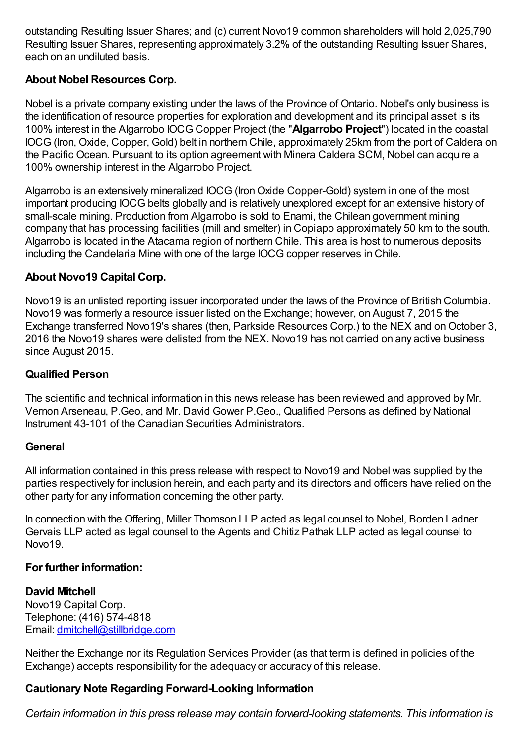outstanding Resulting Issuer Shares; and (c) current Novo19 common shareholders will hold 2,025,790 Resulting Issuer Shares, representing approximately 3.2% of the outstanding Resulting Issuer Shares, each on an undiluted basis.

## About Nobel Resources Corp.

Nobel is a private company existing under the laws of the Province of Ontario. Nobel's only business is the identification of resource properties for exploration and development and its principal asset is its 100% interest in the Algarrobo IOCG Copper Project (the "**Algarrobo Project**") located in the coastal IOCG (Iron, Oxide, Copper, Gold) belt in northern Chile, approximately 25km from the port of Caldera on the Pacific Ocean. Pursuant to its option agreement with Minera Caldera SCM, Nobel can acquire a 100% ownership interest in the Algarrobo Project.

Algarrobo is an extensively mineralized IOCG (Iron Oxide Copper-Gold) system in one of the most important producing IOCG belts globally and is relatively unexplored except for an extensive history of small-scale mining. Production from Algarrobo is sold to Enami, the Chilean government mining company that has processing facilities (mill and smelter) in Copiapo approximately 50 km to the south. Algarrobo is located in the Atacama region of northern Chile. This area is host to numerous deposits including the Candelaria Mine with one of the large IOCG copper reserves in Chile.

## About Novo19 Capital Corp.

Novo19 is an unlisted reporting issuer incorporated under the laws of the Province of British Columbia. Novo19 was formerly a resource issuer listed on the Exchange; however, on August 7, 2015 the Exchange transferred Novo19's shares (then, Parkside Resources Corp.) to the NEX and on October 3, 2016 the Novo19 shares were delisted from the NEX. Novo19 has not carried on any active business since August 2015.

## Qualified Person

The scientific and technical information in this news release has been reviewed and approved by Mr. Vernon Arseneau, P.Geo, and Mr. David Gower P.Geo., Qualified Persons as defined by National Instrument 43-101 of the Canadian Securities Administrators.

## General

All information contained in this press release with respect to Novo19 and Nobel was supplied by the parties respectively for inclusion herein, and each party and its directors and officers have relied on the other party for any information concerning the other party.

In connection with the Offering, Miller Thomson LLP acted as legal counsel to Nobel, Borden Ladner Gervais LLP acted as legal counsel to the Agents and Chitiz Pathak LLP acted as legal counsel to Novo19.

## For further information:

**David Mitchell**
Novo19 Capital Corp.
Telephone: (416) 574-4818
Email: dmitchell@stillbridge.com

Neither the Exchange nor its Regulation Services Provider (as that term is defined in policies of the Exchange) accepts responsibility for the adequacy or accuracy of this release.

## Cautionary Note Regarding Forward-Looking Information

*Certain information in this press release may contain forward-looking statements. This information is*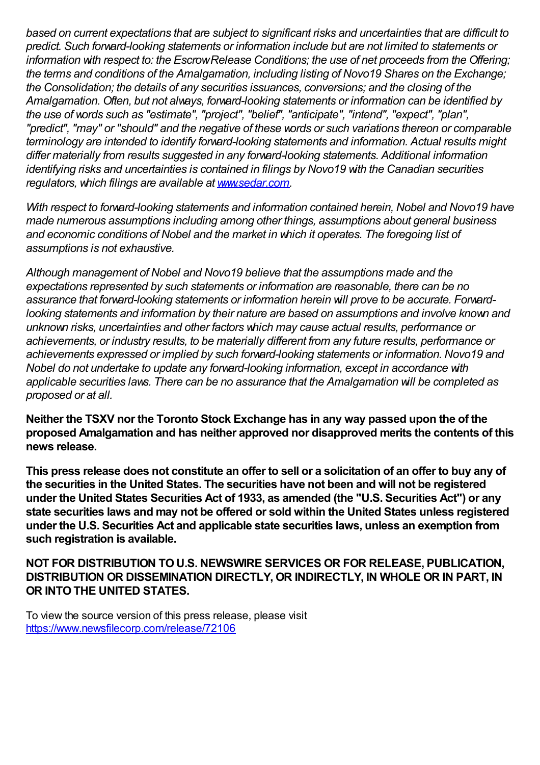*based on current expectations that are subject to significant risks and uncertainties that are difficult to predict. Such forward-looking statements or information include but are not limited to statements or information with respect to: the EscrowRelease Conditions; the use of net proceeds from the Offering; the terms and conditions of the Amalgamation, including listing of Novo19 Shares on the Exchange; the Consolidation; the details of any securities issuances, conversions; and the closing of the Amalgamation. Often, but not always, forward-looking statements or information can be identified by the use of words such as "estimate", "project", "belief", "anticipate", "intend", "expect", "plan", "predict", "may" or "should" and the negative of these words or such variations thereon or comparable terminology are intended to identify forward-looking statements and information. Actual results might differ materially from results suggested in any forward-looking statements. Additional information identifying risks and uncertainties is contained in filings by Novo19 with the Canadian securities regulators, which filings are available at [www.sedar.com](www.sedar.com).*

*With respect to forward-looking statements and information contained herein, Nobel and Novo19 have made numerous assumptions including among other things, assumptions about general business and economic conditions of Nobel and the market in which it operates. The foregoing list of assumptions is not exhaustive.*

*Although management of Nobel and Novo19 believe that the assumptions made and the expectations represented by such statements or information are reasonable, there can be no assurance that forward-looking statements or information herein will prove to be accurate. Forward-looking statements and information by their nature are based on assumptions and involve known and unknown risks, uncertainties and other factors which may cause actual results, performance or achievements, or industry results, to be materially different from any future results, performance or achievements expressed or implied by such forward-looking statements or information. Novo19 and Nobel do not undertake to update any forward-looking information, except in accordance with applicable securities laws. There can be no assurance that the Amalgamation will be completed as proposed or at all.*

**Neither the TSXV nor the Toronto Stock Exchange has in any way passed upon the of the proposed Amalgamation and has neither approved nor disapproved merits the contents of this news release.**

**This press release does not constitute an offer to sell or a solicitation of an offer to buy any of the securities in the United States. The securities have not been and will not be registered under the United States Securities Act of 1933, as amended (the "U.S. Securities Act") or any state securities laws and may not be offered or sold within the United States unless registered under the U.S. Securities Act and applicable state securities laws, unless an exemption from such registration is available.**

**NOT FOR DISTRIBUTION TO U.S. NEWSWIRE SERVICES OR FOR RELEASE, PUBLICATION, DISTRIBUTION OR DISSEMINATION DIRECTLY, OR INDIRECTLY, IN WHOLE OR IN PART, IN OR INTO THE UNITED STATES.**

To view the source version of this press release, please visit [https://www.newsfilecorp.com/release/72106](https://www.newsfilecorp.com/release/72106)